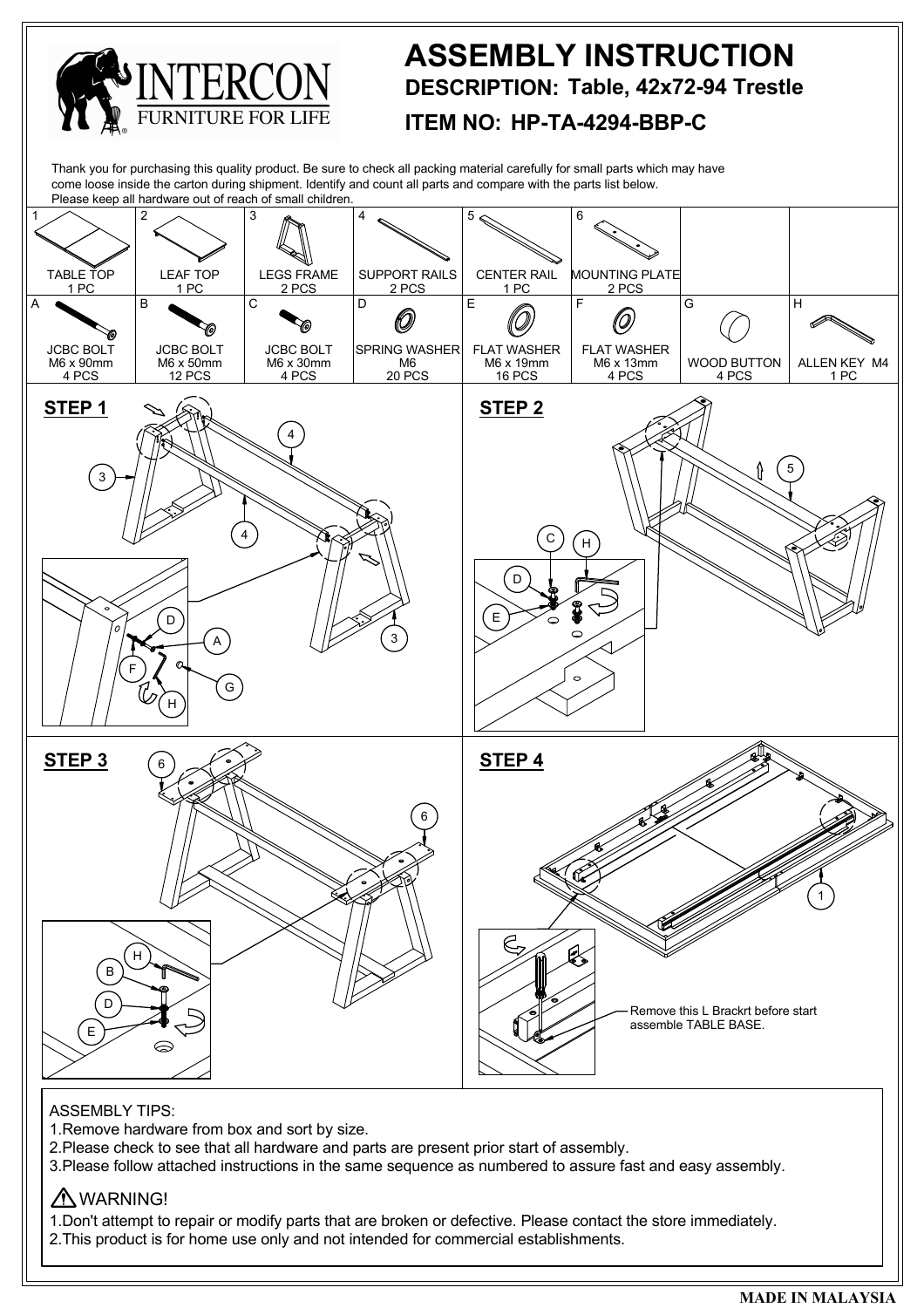# INTERCON

FURNITURE FOR LIFE

# ASSEMBLY INSTRUCTION

**DESCRIPTION: Table, 42x72-94 Trestle**

**ITEM NO: HP-TA-4294-BBP-C**

Thank you for purchasing this quality product. Be sure to check all packing material carefully for small parts which may have come loose inside the carton during shipment. Identify and count all parts and compare with the parts list below.
Please keep all hardware out of reach of small children.

| 1 | 2 | 3 | 4 | 5 | 6 | | |
|---|---|---|---|---|---|---|---|
| TABLE TOP 1 PC | LEAF TOP 1 PC | LEGS FRAME 2 PCS | SUPPORT RAILS 2 PCS | CENTER RAIL 1 PC | MOUNTING PLATE 2 PCS | | |
| **A** | **B** | **C** | **D** | **E** | **F** | **G** | **H** |
| JCBC BOLT M6 x 90mm 4 PCS | JCBC BOLT M6 x 50mm 12 PCS | JCBC BOLT M6 x 30mm 4 PCS | SPRING WASHER M6 20 PCS | FLAT WASHER M6 x 19mm 16 PCS | FLAT WASHER M6 x 13mm 4 PCS | WOOD BUTTON 4 PCS | ALLEN KEY M4 1 PC |

## STEP 1

## STEP 2

## STEP 3

## STEP 4

Remove this L Brackrt before start assemble TABLE BASE.

ASSEMBLY TIPS:

1. Remove hardware from box and sort by size.
2. Please check to see that all hardware and parts are present prior start of assembly.
3. Please follow attached instructions in the same sequence as numbered to assure fast and easy assembly.

⚠ WARNING!

1. Don't attempt to repair or modify parts that are broken or defective. Please contact the store immediately.
2. This product is for home use only and not intended for commercial establishments.

**MADE IN MALAYSIA**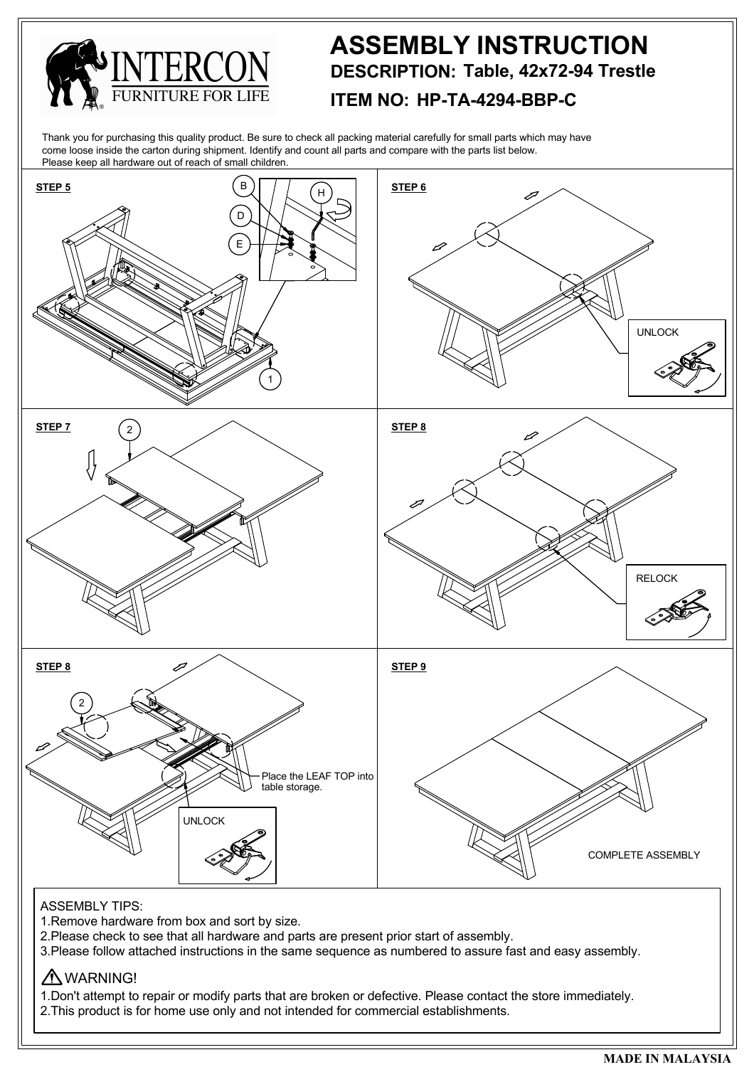# ASSEMBLY INSTRUCTION

**DESCRIPTION: Table, 42x72-94 Trestle**

**ITEM NO: HP-TA-4294-BBP-C**

INTERCON FURNITURE FOR LIFE

Thank you for purchasing this quality product. Be sure to check all packing material carefully for small parts which may have come loose inside the carton during shipment. Identify and count all parts and compare with the parts list below.
Please keep all hardware out of reach of small children.

**STEP 5**

B
D
E
H
1

**STEP 6**

UNLOCK

**STEP 7**

2

**STEP 8**

RELOCK

**STEP 8**

2

Place the LEAF TOP into table storage.

UNLOCK

**STEP 9**

COMPLETE ASSEMBLY

ASSEMBLY TIPS:
1.Remove hardware from box and sort by size.
2.Please check to see that all hardware and parts are present prior start of assembly.
3.Please follow attached instructions in the same sequence as numbered to assure fast and easy assembly.

⚠ WARNING!
1.Don't attempt to repair or modify parts that are broken or defective. Please contact the store immediately.
2.This product is for home use only and not intended for commercial establishments.

MADE IN MALAYSIA